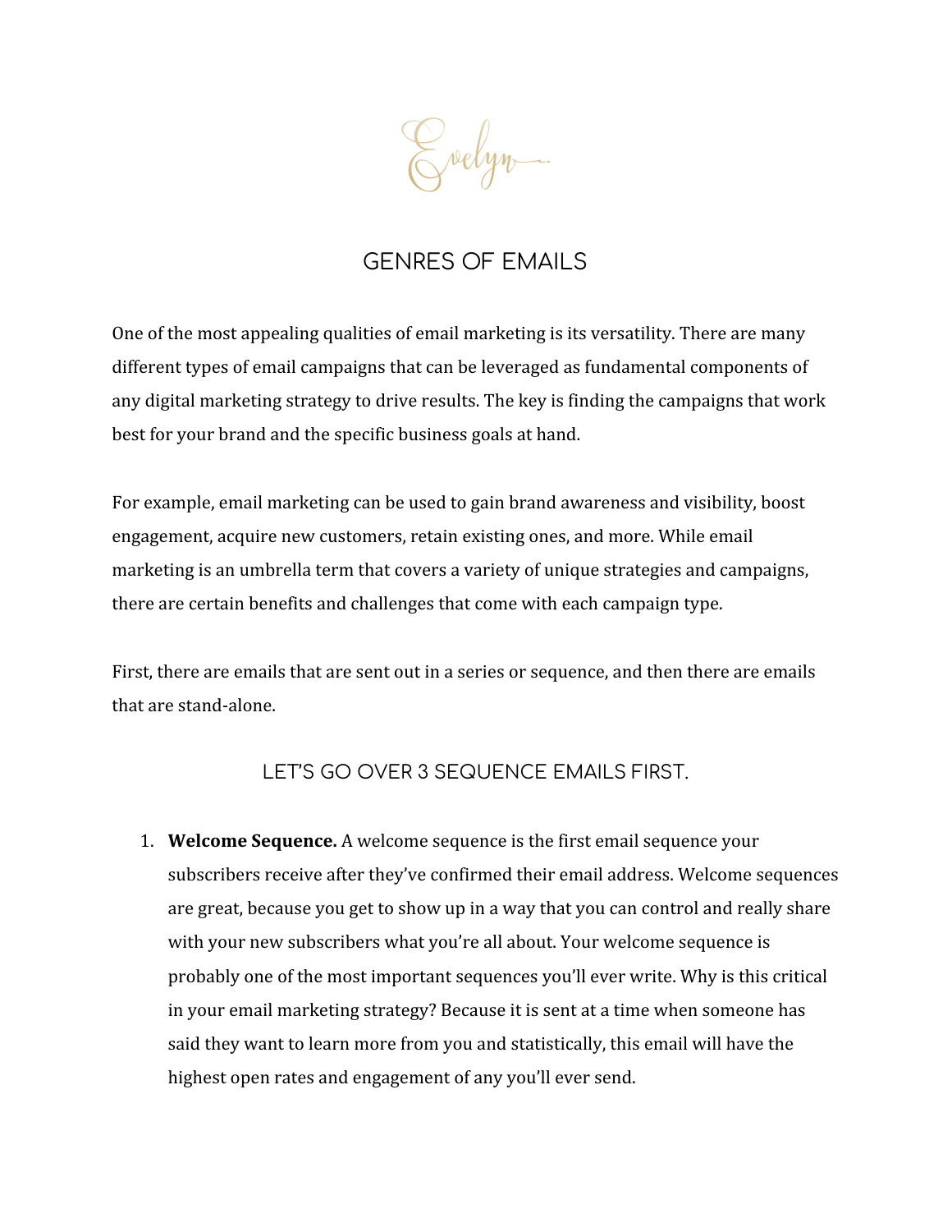Evelyn

# GENRES OF EMAILS

One of the most appealing qualities of email marketing is its versatility. There are many different types of email campaigns that can be leveraged as fundamental components of any digital marketing strategy to drive results. The key is finding the campaigns that work best for your brand and the specific business goals at hand.

For example, email marketing can be used to gain brand awareness and visibility, boost engagement, acquire new customers, retain existing ones, and more. While email marketing is an umbrella term that covers a variety of unique strategies and campaigns, there are certain benefits and challenges that come with each campaign type.

First, there are emails that are sent out in a series or sequence, and then there are emails that are stand-alone.

## LET'S GO OVER 3 SEQUENCE EMAILS FIRST.

1. **Welcome Sequence.** A welcome sequence is the first email sequence your subscribers receive after they've confirmed their email address. Welcome sequences are great, because you get to show up in a way that you can control and really share with your new subscribers what you're all about. Your welcome sequence is probably one of the most important sequences you'll ever write. Why is this critical in your email marketing strategy? Because it is sent at a time when someone has said they want to learn more from you and statistically, this email will have the highest open rates and engagement of any you'll ever send.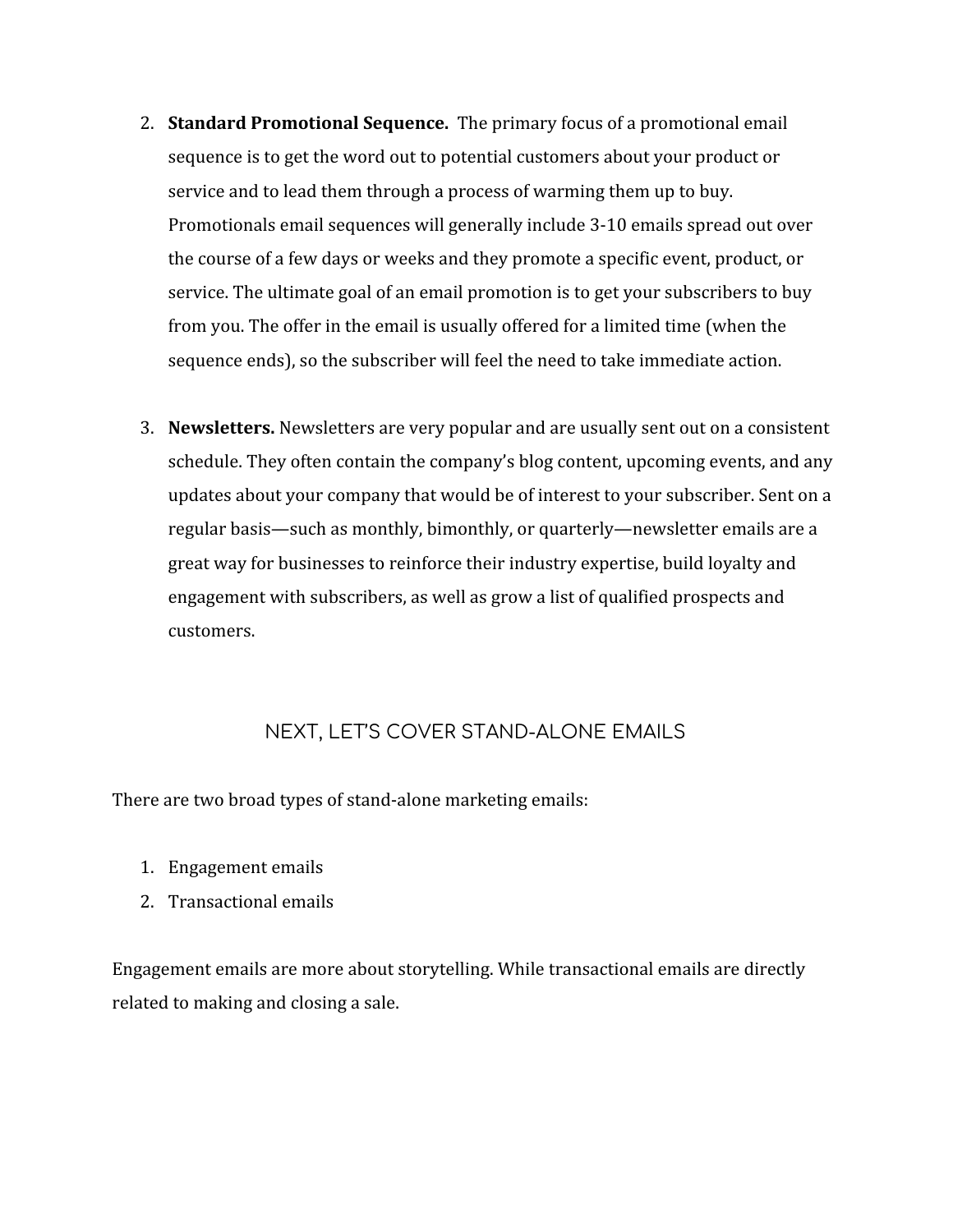2. **Standard Promotional Sequence.** The primary focus of a promotional email sequence is to get the word out to potential customers about your product or service and to lead them through a process of warming them up to buy. Promotionals email sequences will generally include 3-10 emails spread out over the course of a few days or weeks and they promote a specific event, product, or service. The ultimate goal of an email promotion is to get your subscribers to buy from you. The offer in the email is usually offered for a limited time (when the sequence ends), so the subscriber will feel the need to take immediate action.

3. **Newsletters.** Newsletters are very popular and are usually sent out on a consistent schedule. They often contain the company's blog content, upcoming events, and any updates about your company that would be of interest to your subscriber. Sent on a regular basis—such as monthly, bimonthly, or quarterly—newsletter emails are a great way for businesses to reinforce their industry expertise, build loyalty and engagement with subscribers, as well as grow a list of qualified prospects and customers.

## NEXT, LET'S COVER STAND-ALONE EMAILS

There are two broad types of stand-alone marketing emails:

1. Engagement emails
2. Transactional emails

Engagement emails are more about storytelling. While transactional emails are directly related to making and closing a sale.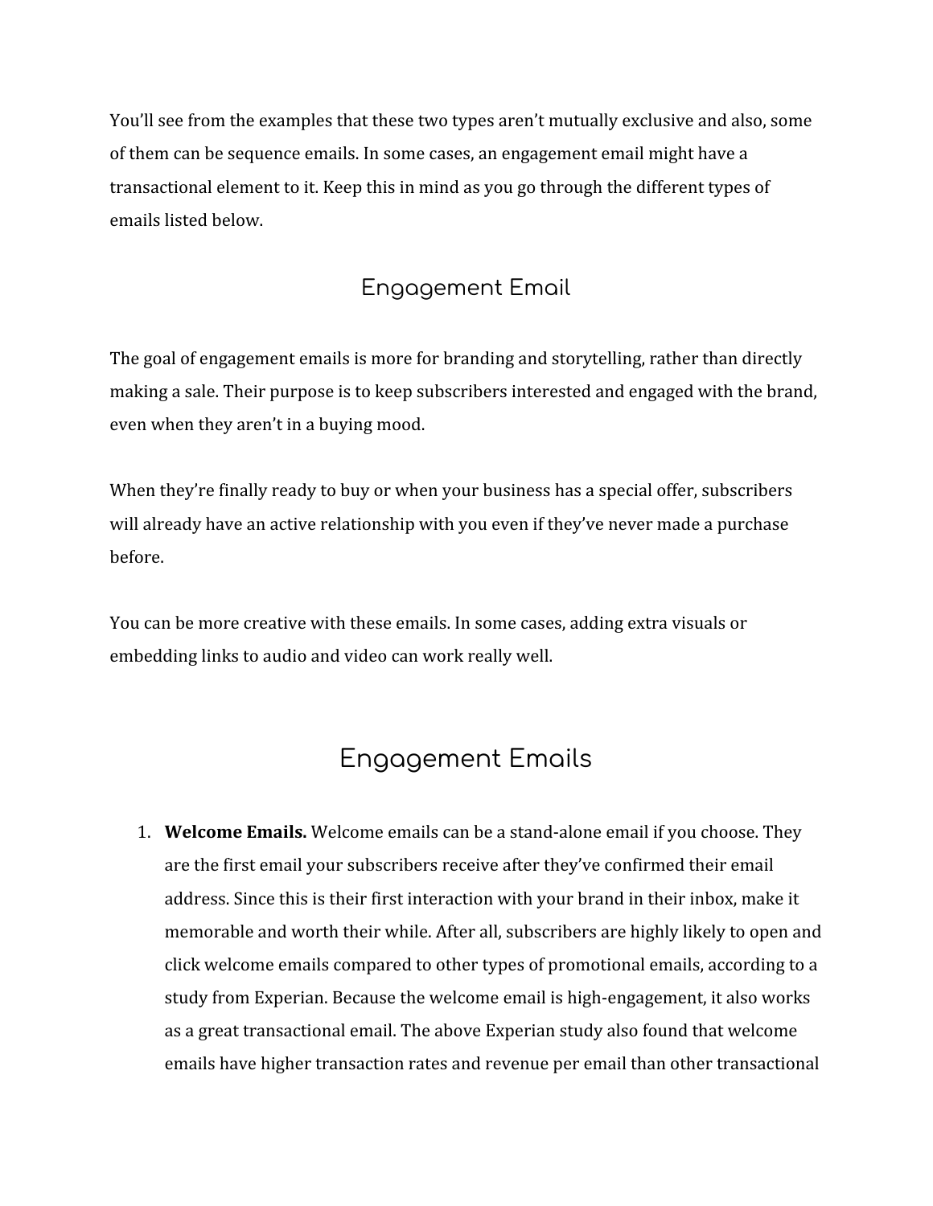You'll see from the examples that these two types aren't mutually exclusive and also, some of them can be sequence emails. In some cases, an engagement email might have a transactional element to it. Keep this in mind as you go through the different types of emails listed below.

## Engagement Email

The goal of engagement emails is more for branding and storytelling, rather than directly making a sale. Their purpose is to keep subscribers interested and engaged with the brand, even when they aren't in a buying mood.

When they're finally ready to buy or when your business has a special offer, subscribers will already have an active relationship with you even if they've never made a purchase before.

You can be more creative with these emails. In some cases, adding extra visuals or embedding links to audio and video can work really well.

# Engagement Emails

1. **Welcome Emails.** Welcome emails can be a stand-alone email if you choose. They are the first email your subscribers receive after they've confirmed their email address. Since this is their first interaction with your brand in their inbox, make it memorable and worth their while. After all, subscribers are highly likely to open and click welcome emails compared to other types of promotional emails, according to a study from Experian. Because the welcome email is high-engagement, it also works as a great transactional email. The above Experian study also found that welcome emails have higher transaction rates and revenue per email than other transactional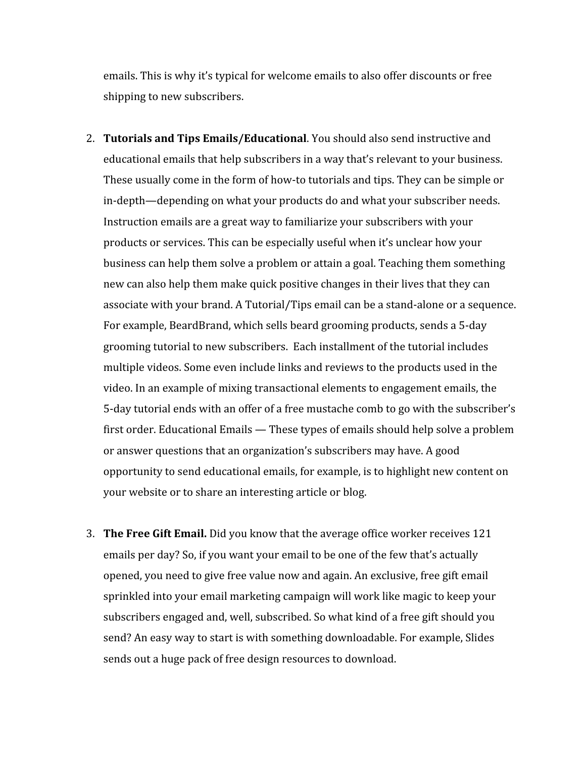emails. This is why it's typical for welcome emails to also offer discounts or free shipping to new subscribers.

2. **Tutorials and Tips Emails/Educational**. You should also send instructive and educational emails that help subscribers in a way that's relevant to your business. These usually come in the form of how-to tutorials and tips. They can be simple or in-depth—depending on what your products do and what your subscriber needs. Instruction emails are a great way to familiarize your subscribers with your products or services. This can be especially useful when it's unclear how your business can help them solve a problem or attain a goal. Teaching them something new can also help them make quick positive changes in their lives that they can associate with your brand. A Tutorial/Tips email can be a stand-alone or a sequence. For example, BeardBrand, which sells beard grooming products, sends a 5-day grooming tutorial to new subscribers. Each installment of the tutorial includes multiple videos. Some even include links and reviews to the products used in the video. In an example of mixing transactional elements to engagement emails, the 5-day tutorial ends with an offer of a free mustache comb to go with the subscriber's first order. Educational Emails — These types of emails should help solve a problem or answer questions that an organization's subscribers may have. A good opportunity to send educational emails, for example, is to highlight new content on your website or to share an interesting article or blog.

3. **The Free Gift Email.** Did you know that the average office worker receives 121 emails per day? So, if you want your email to be one of the few that's actually opened, you need to give free value now and again. An exclusive, free gift email sprinkled into your email marketing campaign will work like magic to keep your subscribers engaged and, well, subscribed. So what kind of a free gift should you send? An easy way to start is with something downloadable. For example, Slides sends out a huge pack of free design resources to download.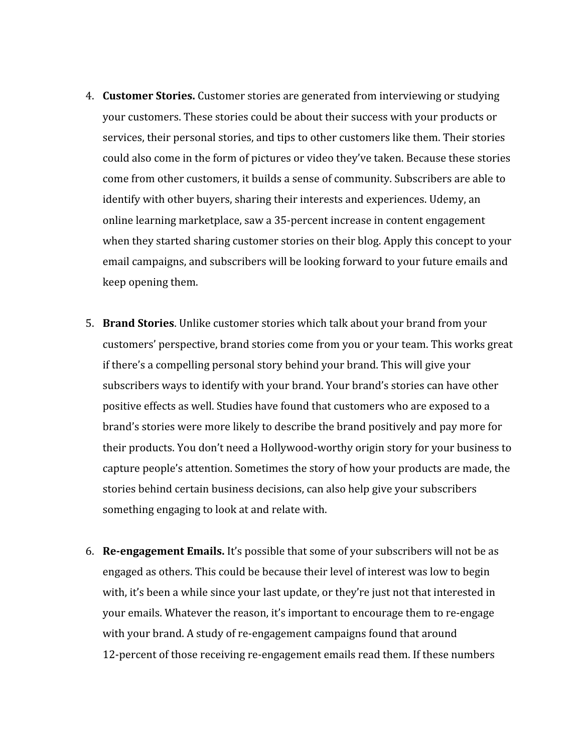4. **Customer Stories.** Customer stories are generated from interviewing or studying your customers. These stories could be about their success with your products or services, their personal stories, and tips to other customers like them. Their stories could also come in the form of pictures or video they've taken. Because these stories come from other customers, it builds a sense of community. Subscribers are able to identify with other buyers, sharing their interests and experiences. Udemy, an online learning marketplace, saw a 35-percent increase in content engagement when they started sharing customer stories on their blog. Apply this concept to your email campaigns, and subscribers will be looking forward to your future emails and keep opening them.

5. **Brand Stories**. Unlike customer stories which talk about your brand from your customers' perspective, brand stories come from you or your team. This works great if there's a compelling personal story behind your brand. This will give your subscribers ways to identify with your brand. Your brand's stories can have other positive effects as well. Studies have found that customers who are exposed to a brand's stories were more likely to describe the brand positively and pay more for their products. You don't need a Hollywood-worthy origin story for your business to capture people's attention. Sometimes the story of how your products are made, the stories behind certain business decisions, can also help give your subscribers something engaging to look at and relate with.

6. **Re-engagement Emails.** It's possible that some of your subscribers will not be as engaged as others. This could be because their level of interest was low to begin with, it's been a while since your last update, or they're just not that interested in your emails. Whatever the reason, it's important to encourage them to re-engage with your brand. A study of re-engagement campaigns found that around 12-percent of those receiving re-engagement emails read them. If these numbers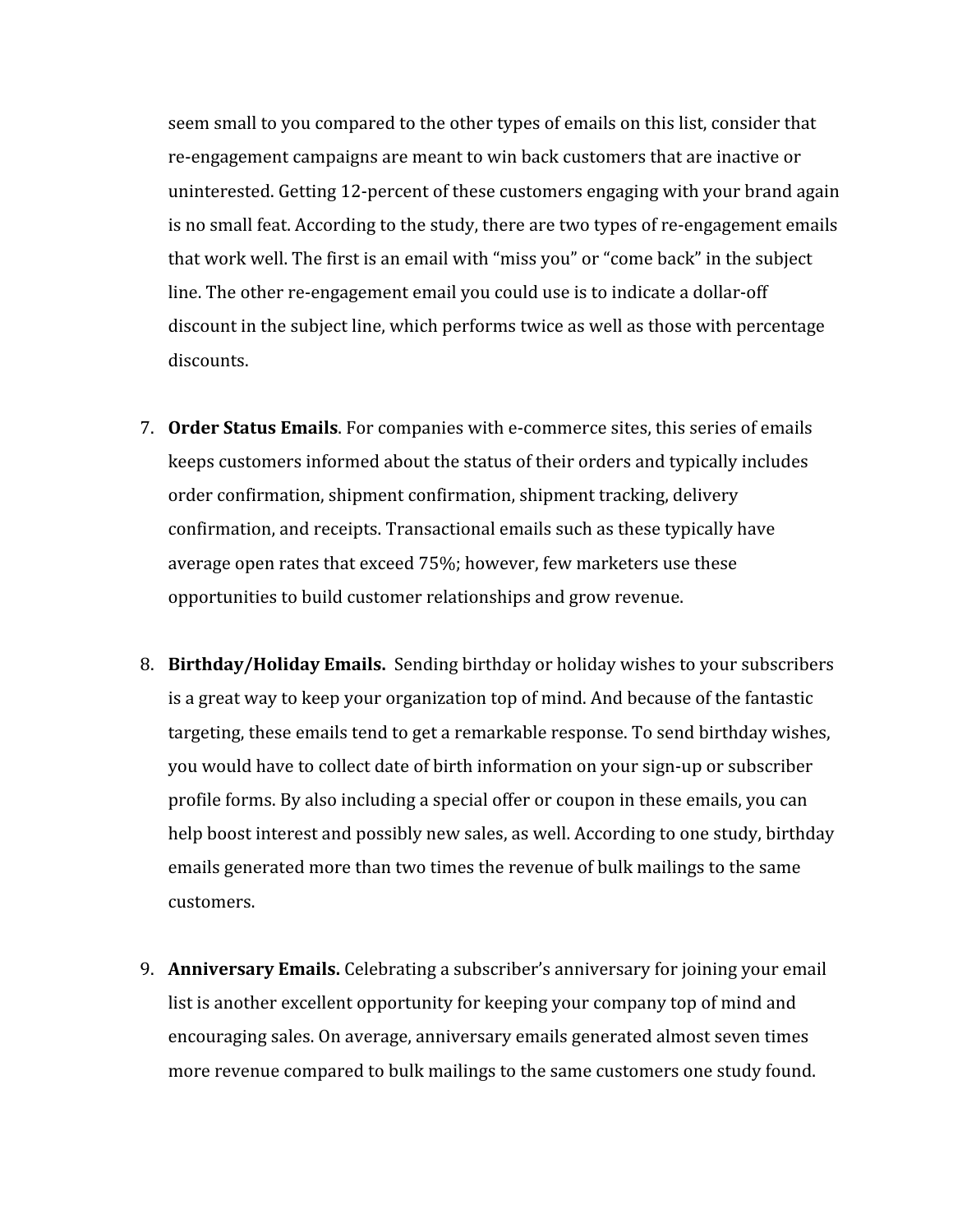seem small to you compared to the other types of emails on this list, consider that re-engagement campaigns are meant to win back customers that are inactive or uninterested. Getting 12-percent of these customers engaging with your brand again is no small feat. According to the study, there are two types of re-engagement emails that work well. The first is an email with "miss you" or "come back" in the subject line. The other re-engagement email you could use is to indicate a dollar-off discount in the subject line, which performs twice as well as those with percentage discounts.

7. **Order Status Emails**. For companies with e-commerce sites, this series of emails keeps customers informed about the status of their orders and typically includes order confirmation, shipment confirmation, shipment tracking, delivery confirmation, and receipts. Transactional emails such as these typically have average open rates that exceed 75%; however, few marketers use these opportunities to build customer relationships and grow revenue.

8. **Birthday/Holiday Emails.** Sending birthday or holiday wishes to your subscribers is a great way to keep your organization top of mind. And because of the fantastic targeting, these emails tend to get a remarkable response. To send birthday wishes, you would have to collect date of birth information on your sign-up or subscriber profile forms. By also including a special offer or coupon in these emails, you can help boost interest and possibly new sales, as well. According to one study, birthday emails generated more than two times the revenue of bulk mailings to the same customers.

9. **Anniversary Emails.** Celebrating a subscriber's anniversary for joining your email list is another excellent opportunity for keeping your company top of mind and encouraging sales. On average, anniversary emails generated almost seven times more revenue compared to bulk mailings to the same customers one study found.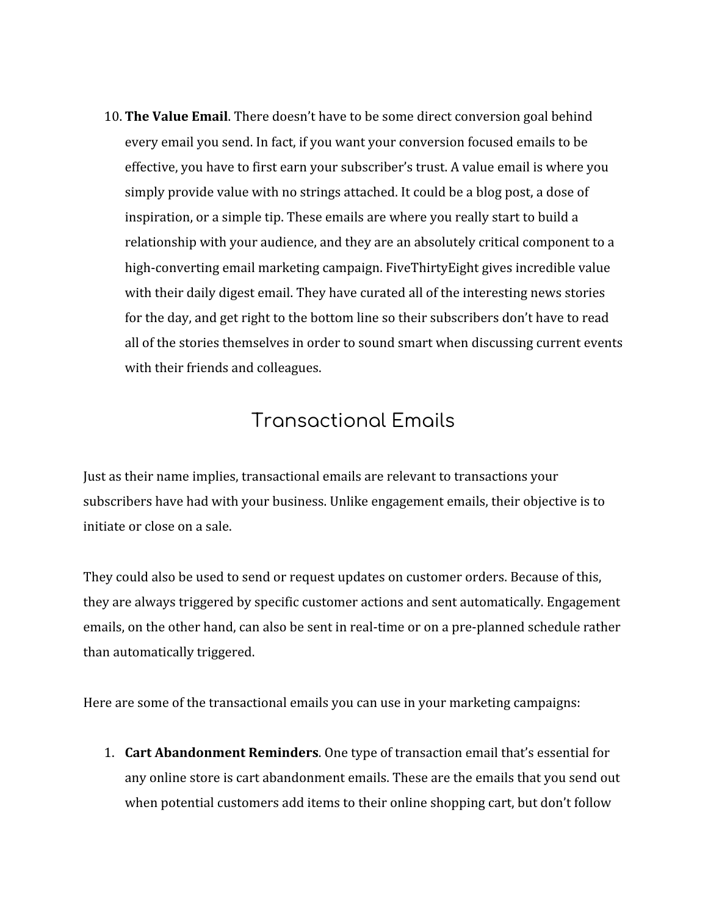10. **The Value Email**. There doesn't have to be some direct conversion goal behind every email you send. In fact, if you want your conversion focused emails to be effective, you have to first earn your subscriber's trust. A value email is where you simply provide value with no strings attached. It could be a blog post, a dose of inspiration, or a simple tip. These emails are where you really start to build a relationship with your audience, and they are an absolutely critical component to a high-converting email marketing campaign. FiveThirtyEight gives incredible value with their daily digest email. They have curated all of the interesting news stories for the day, and get right to the bottom line so their subscribers don't have to read all of the stories themselves in order to sound smart when discussing current events with their friends and colleagues.

## Transactional Emails

Just as their name implies, transactional emails are relevant to transactions your subscribers have had with your business. Unlike engagement emails, their objective is to initiate or close on a sale.

They could also be used to send or request updates on customer orders. Because of this, they are always triggered by specific customer actions and sent automatically. Engagement emails, on the other hand, can also be sent in real-time or on a pre-planned schedule rather than automatically triggered.

Here are some of the transactional emails you can use in your marketing campaigns:

1. **Cart Abandonment Reminders**. One type of transaction email that's essential for any online store is cart abandonment emails. These are the emails that you send out when potential customers add items to their online shopping cart, but don't follow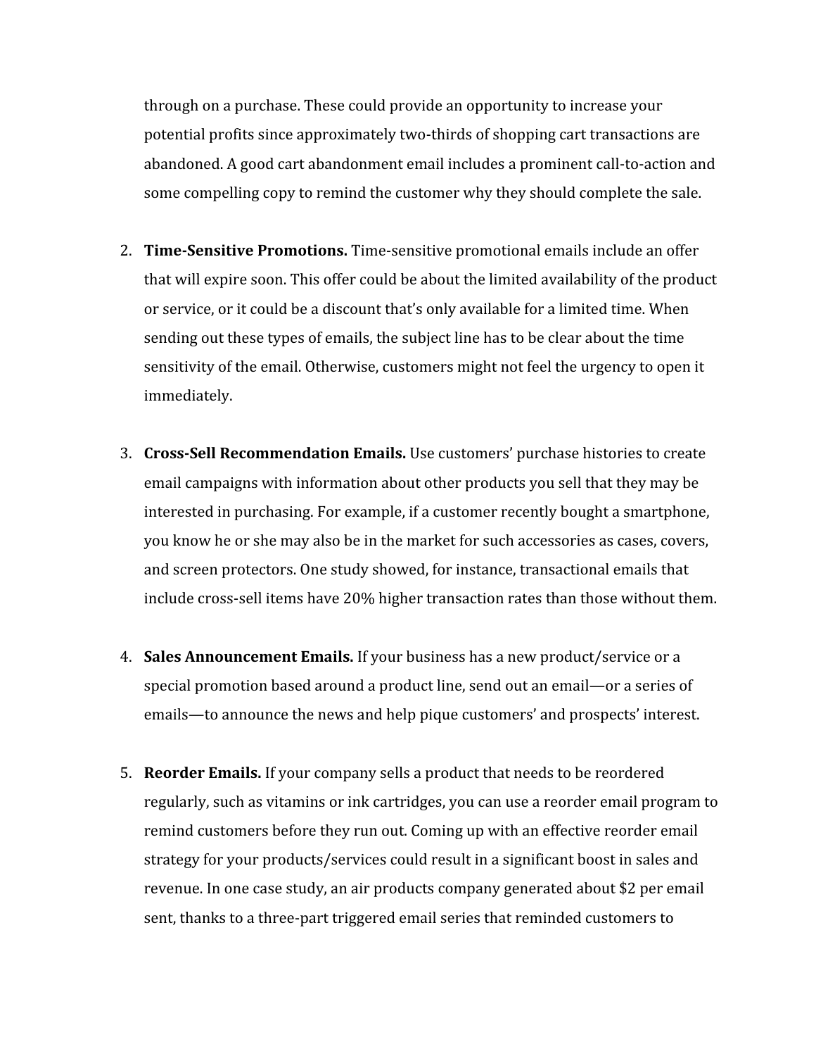through on a purchase. These could provide an opportunity to increase your potential profits since approximately two-thirds of shopping cart transactions are abandoned. A good cart abandonment email includes a prominent call-to-action and some compelling copy to remind the customer why they should complete the sale.

2. **Time-Sensitive Promotions.** Time-sensitive promotional emails include an offer that will expire soon. This offer could be about the limited availability of the product or service, or it could be a discount that's only available for a limited time. When sending out these types of emails, the subject line has to be clear about the time sensitivity of the email. Otherwise, customers might not feel the urgency to open it immediately.

3. **Cross-Sell Recommendation Emails.** Use customers' purchase histories to create email campaigns with information about other products you sell that they may be interested in purchasing. For example, if a customer recently bought a smartphone, you know he or she may also be in the market for such accessories as cases, covers, and screen protectors. One study showed, for instance, transactional emails that include cross-sell items have 20% higher transaction rates than those without them.

4. **Sales Announcement Emails.** If your business has a new product/service or a special promotion based around a product line, send out an email—or a series of emails—to announce the news and help pique customers' and prospects' interest.

5. **Reorder Emails.** If your company sells a product that needs to be reordered regularly, such as vitamins or ink cartridges, you can use a reorder email program to remind customers before they run out. Coming up with an effective reorder email strategy for your products/services could result in a significant boost in sales and revenue. In one case study, an air products company generated about $2 per email sent, thanks to a three-part triggered email series that reminded customers to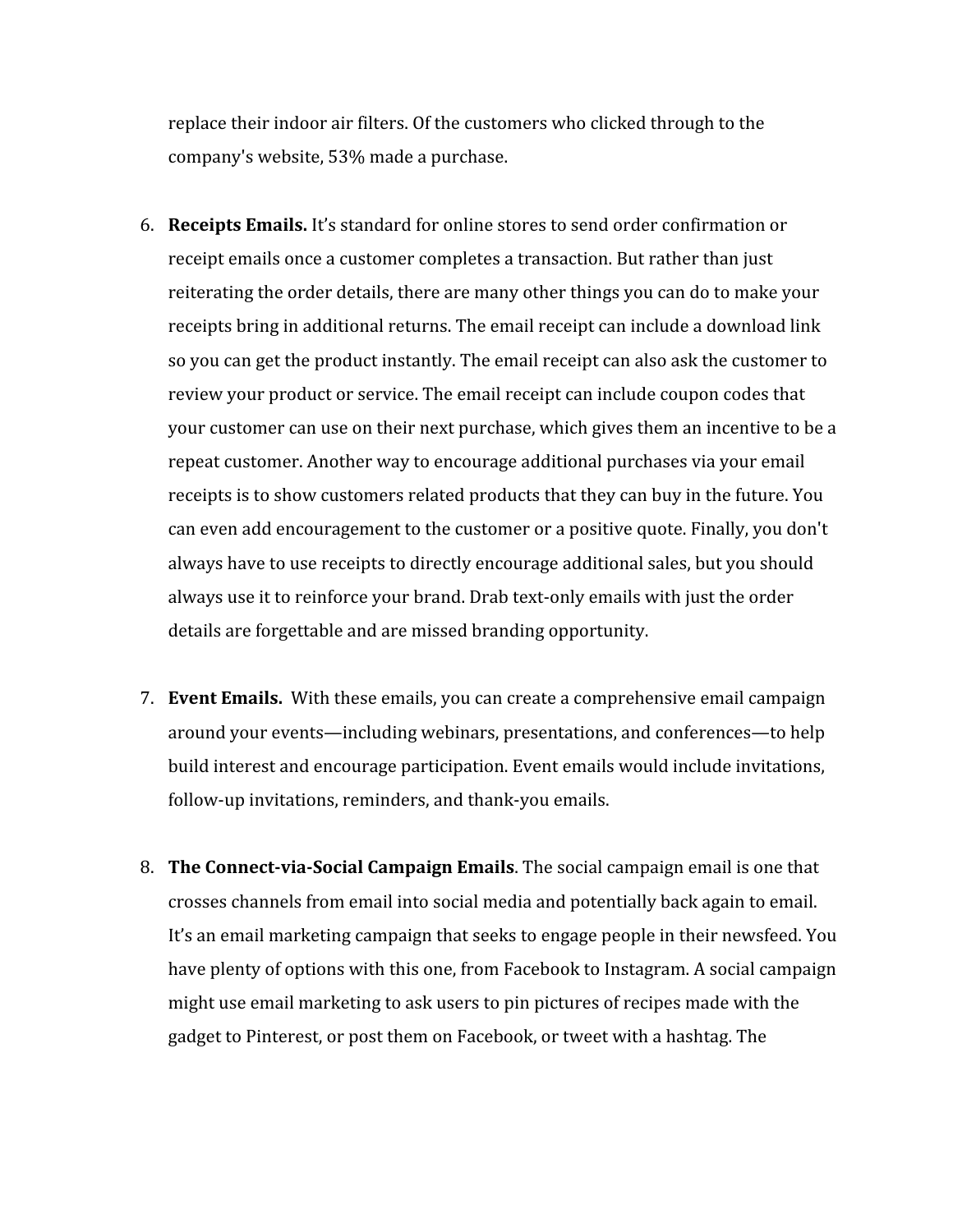replace their indoor air filters. Of the customers who clicked through to the company's website, 53% made a purchase.

6. **Receipts Emails.** It's standard for online stores to send order confirmation or receipt emails once a customer completes a transaction. But rather than just reiterating the order details, there are many other things you can do to make your receipts bring in additional returns. The email receipt can include a download link so you can get the product instantly. The email receipt can also ask the customer to review your product or service. The email receipt can include coupon codes that your customer can use on their next purchase, which gives them an incentive to be a repeat customer. Another way to encourage additional purchases via your email receipts is to show customers related products that they can buy in the future. You can even add encouragement to the customer or a positive quote. Finally, you don't always have to use receipts to directly encourage additional sales, but you should always use it to reinforce your brand. Drab text-only emails with just the order details are forgettable and are missed branding opportunity.

7. **Event Emails.** With these emails, you can create a comprehensive email campaign around your events—including webinars, presentations, and conferences—to help build interest and encourage participation. Event emails would include invitations, follow-up invitations, reminders, and thank-you emails.

8. **The Connect-via-Social Campaign Emails**. The social campaign email is one that crosses channels from email into social media and potentially back again to email. It's an email marketing campaign that seeks to engage people in their newsfeed. You have plenty of options with this one, from Facebook to Instagram. A social campaign might use email marketing to ask users to pin pictures of recipes made with the gadget to Pinterest, or post them on Facebook, or tweet with a hashtag. The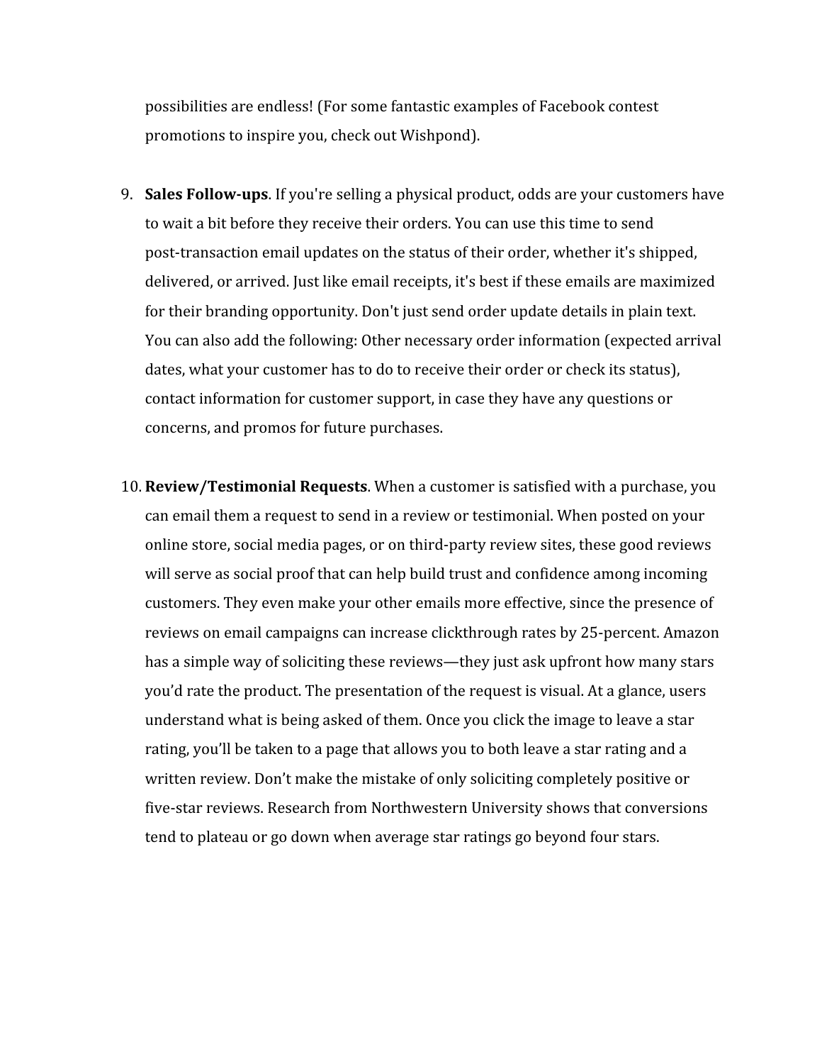possibilities are endless! (For some fantastic examples of Facebook contest promotions to inspire you, check out Wishpond).

9. **Sales Follow-ups**. If you're selling a physical product, odds are your customers have to wait a bit before they receive their orders. You can use this time to send post-transaction email updates on the status of their order, whether it's shipped, delivered, or arrived. Just like email receipts, it's best if these emails are maximized for their branding opportunity. Don't just send order update details in plain text. You can also add the following: Other necessary order information (expected arrival dates, what your customer has to do to receive their order or check its status), contact information for customer support, in case they have any questions or concerns, and promos for future purchases.

10. **Review/Testimonial Requests**. When a customer is satisfied with a purchase, you can email them a request to send in a review or testimonial. When posted on your online store, social media pages, or on third-party review sites, these good reviews will serve as social proof that can help build trust and confidence among incoming customers. They even make your other emails more effective, since the presence of reviews on email campaigns can increase clickthrough rates by 25-percent. Amazon has a simple way of soliciting these reviews—they just ask upfront how many stars you'd rate the product. The presentation of the request is visual. At a glance, users understand what is being asked of them. Once you click the image to leave a star rating, you'll be taken to a page that allows you to both leave a star rating and a written review. Don't make the mistake of only soliciting completely positive or five-star reviews. Research from Northwestern University shows that conversions tend to plateau or go down when average star ratings go beyond four stars.